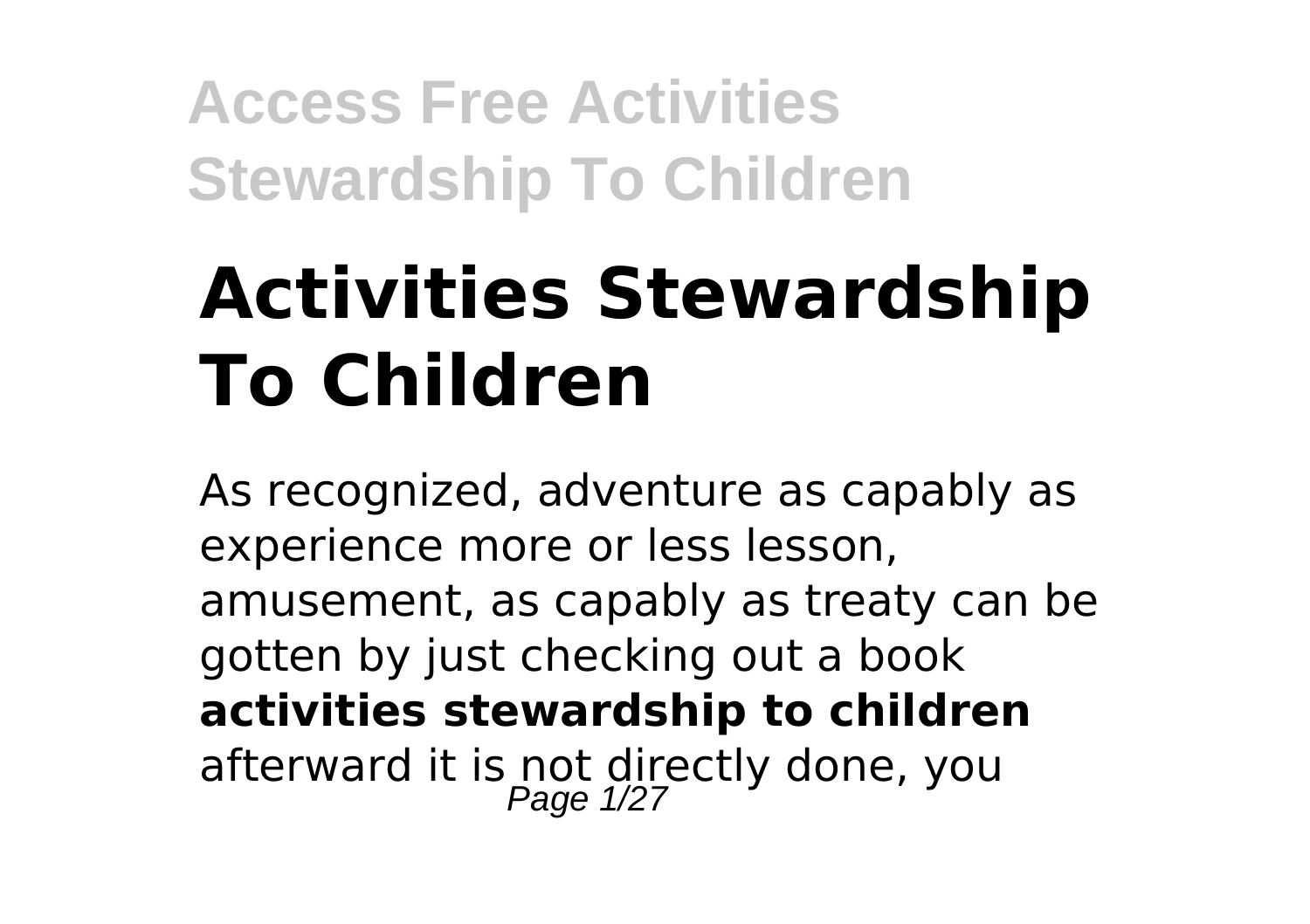# Activities Stewardship To Children

As recognized, adventure as capably as experience more or less lesson, amusement, as capably as treaty can be gotten by just checking out a book **activities stewardship to children** afterward it is not directly done, you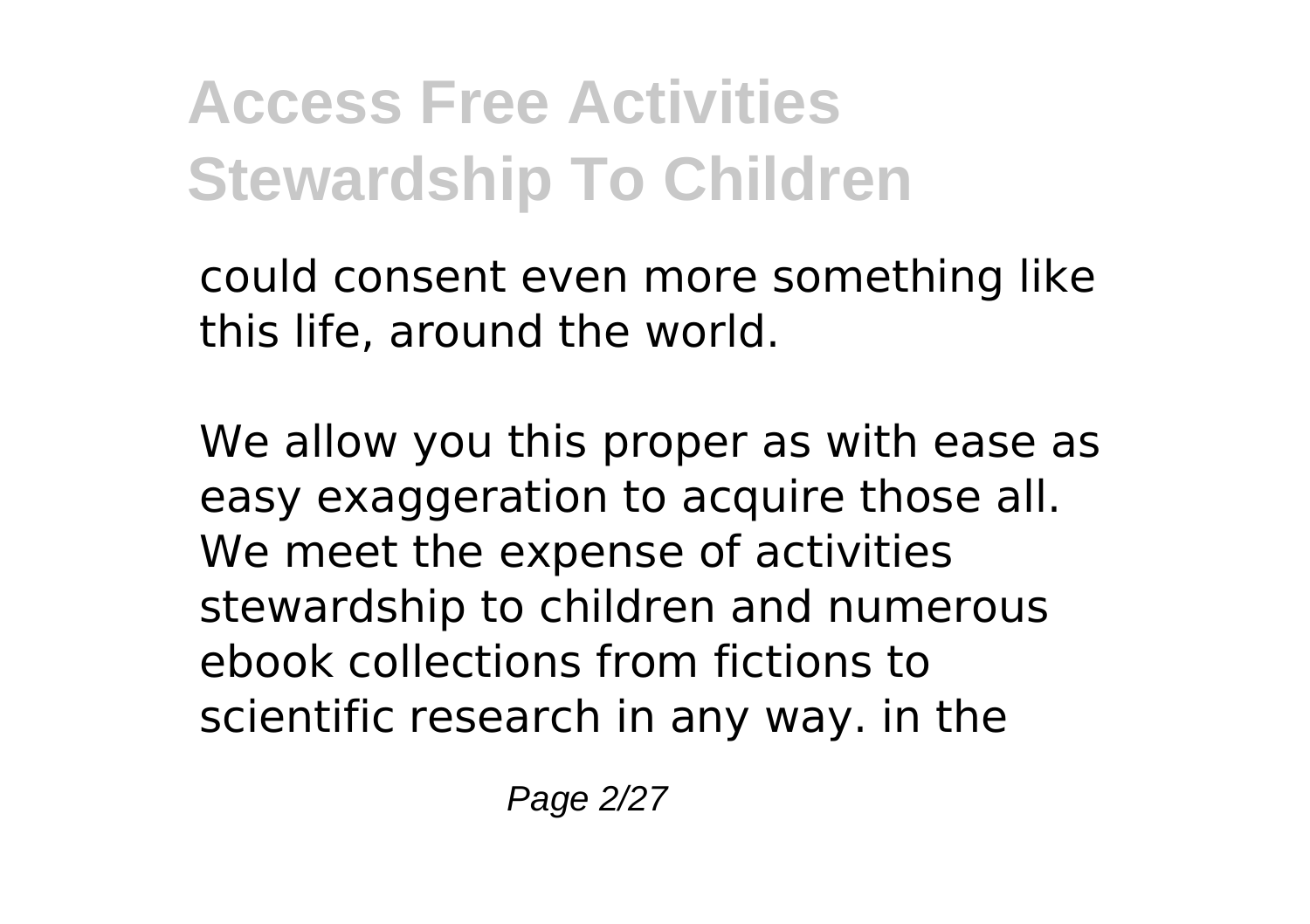could consent even more something like this life, around the world.

We allow you this proper as with ease as easy exaggeration to acquire those all. We meet the expense of activities stewardship to children and numerous ebook collections from fictions to scientific research in any way. in the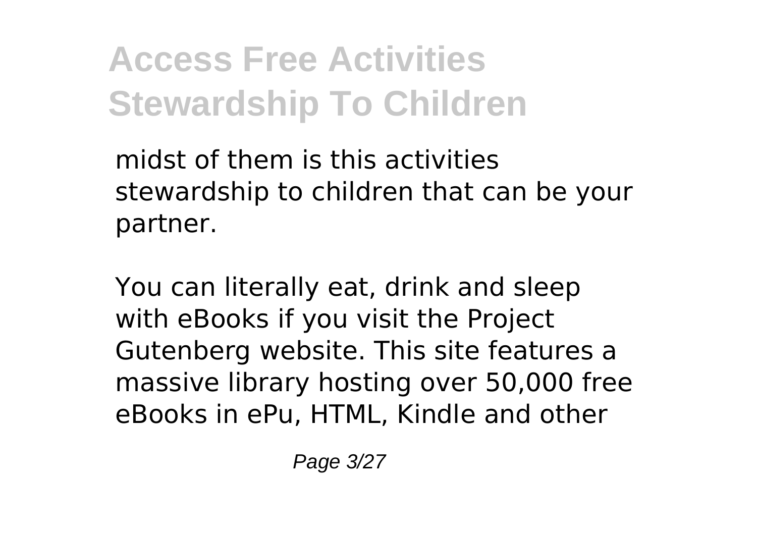midst of them is this activities stewardship to children that can be your partner.

You can literally eat, drink and sleep with eBooks if you visit the Project Gutenberg website. This site features a massive library hosting over 50,000 free eBooks in ePu, HTML, Kindle and other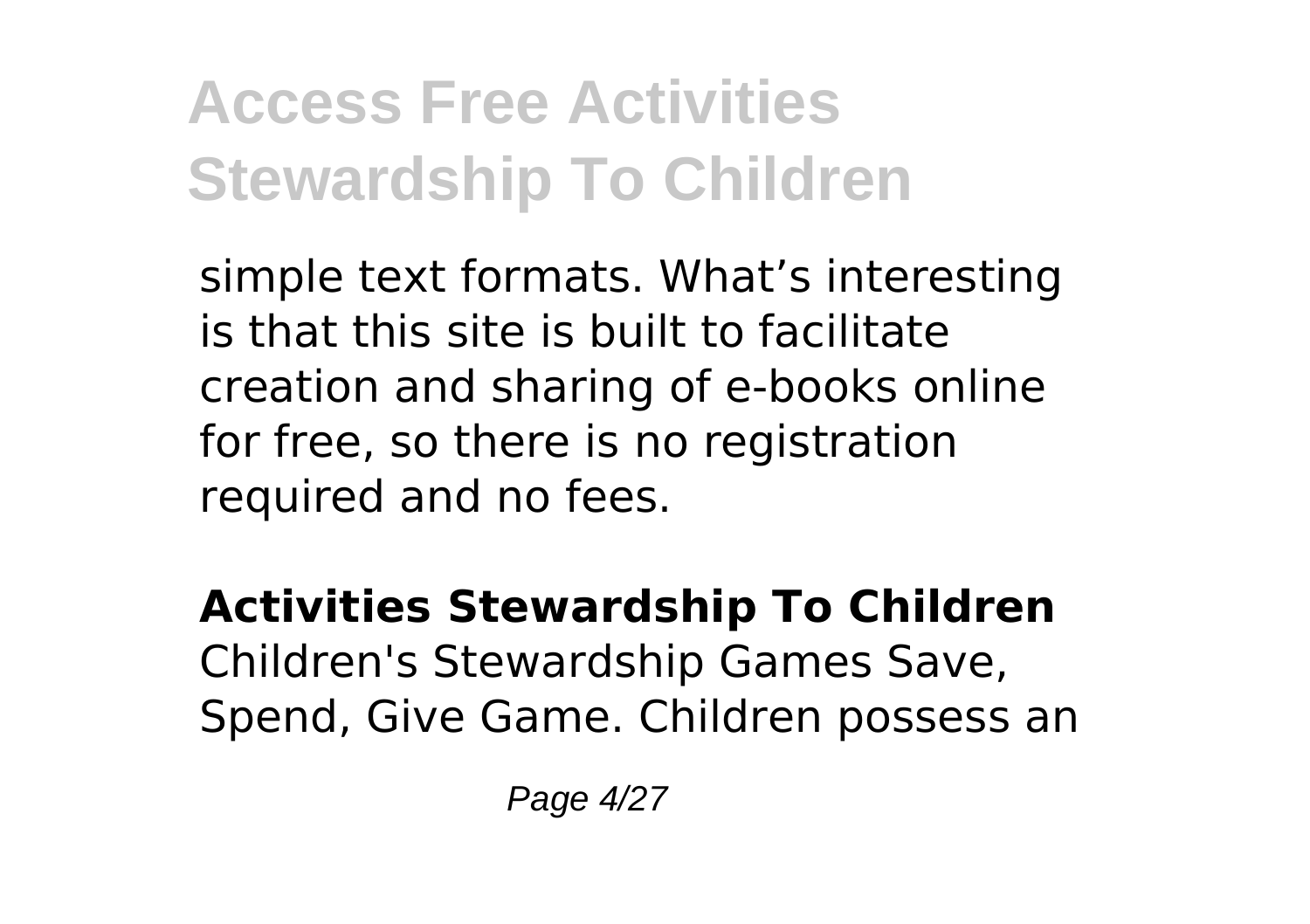simple text formats. What’s interesting is that this site is built to facilitate creation and sharing of e-books online for free, so there is no registration required and no fees.

**Activities Stewardship To Children**

Children's Stewardship Games Save, Spend, Give Game. Children possess an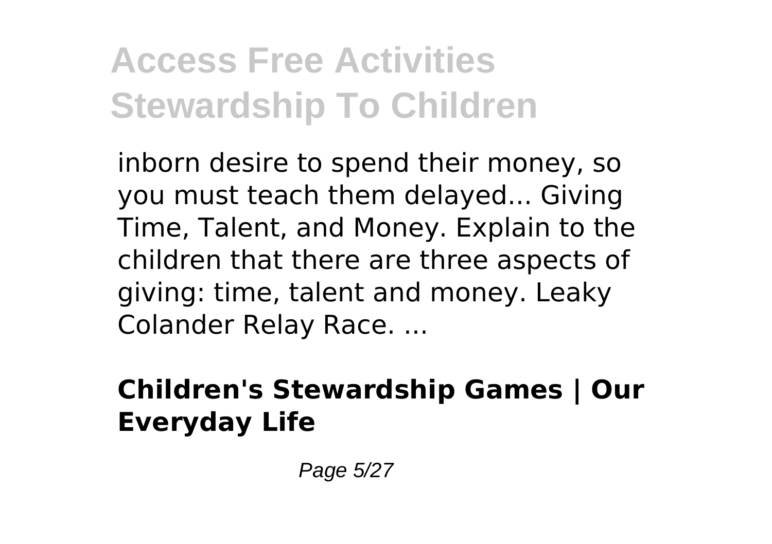inborn desire to spend their money, so you must teach them delayed... Giving Time, Talent, and Money. Explain to the children that there are three aspects of giving: time, talent and money. Leaky Colander Relay Race. ...

**Children's Stewardship Games | Our Everyday Life**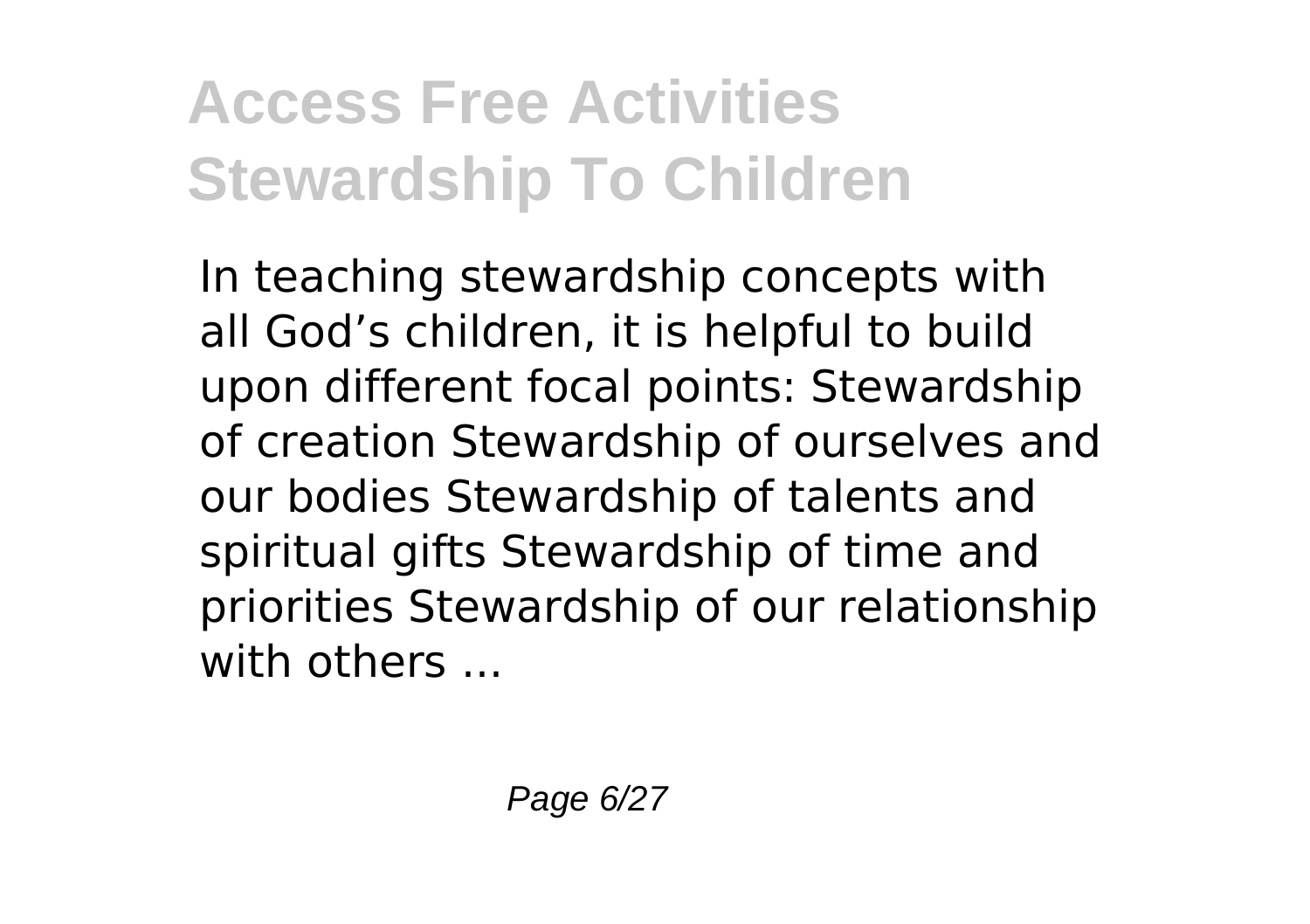# Access Free Activities Stewardship To Children

In teaching stewardship concepts with all God's children, it is helpful to build upon different focal points: Stewardship of creation Stewardship of ourselves and our bodies Stewardship of talents and spiritual gifts Stewardship of time and priorities Stewardship of our relationship with others ...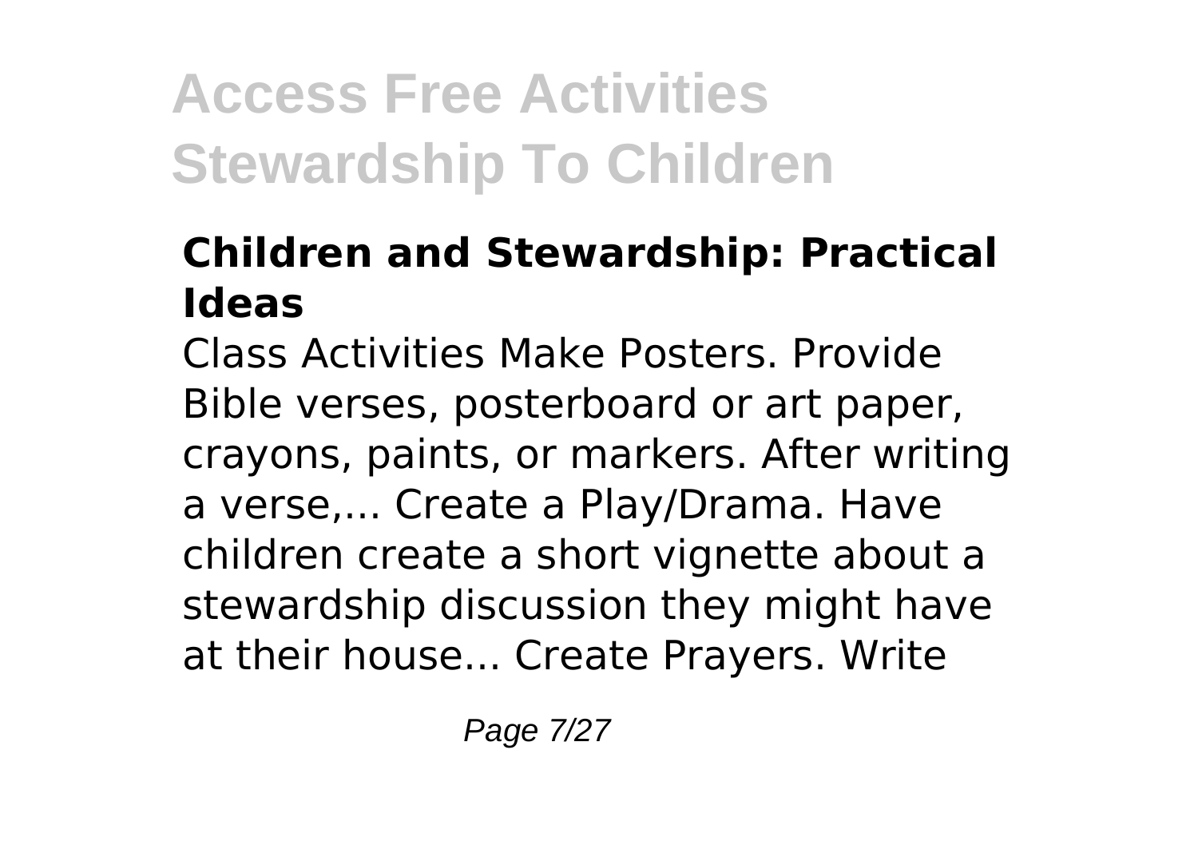### Children and Stewardship: Practical Ideas

Class Activities Make Posters. Provide Bible verses, posterboard or art paper, crayons, paints, or markers. After writing a verse,... Create a Play/Drama. Have children create a short vignette about a stewardship discussion they might have at their house... Create Prayers. Write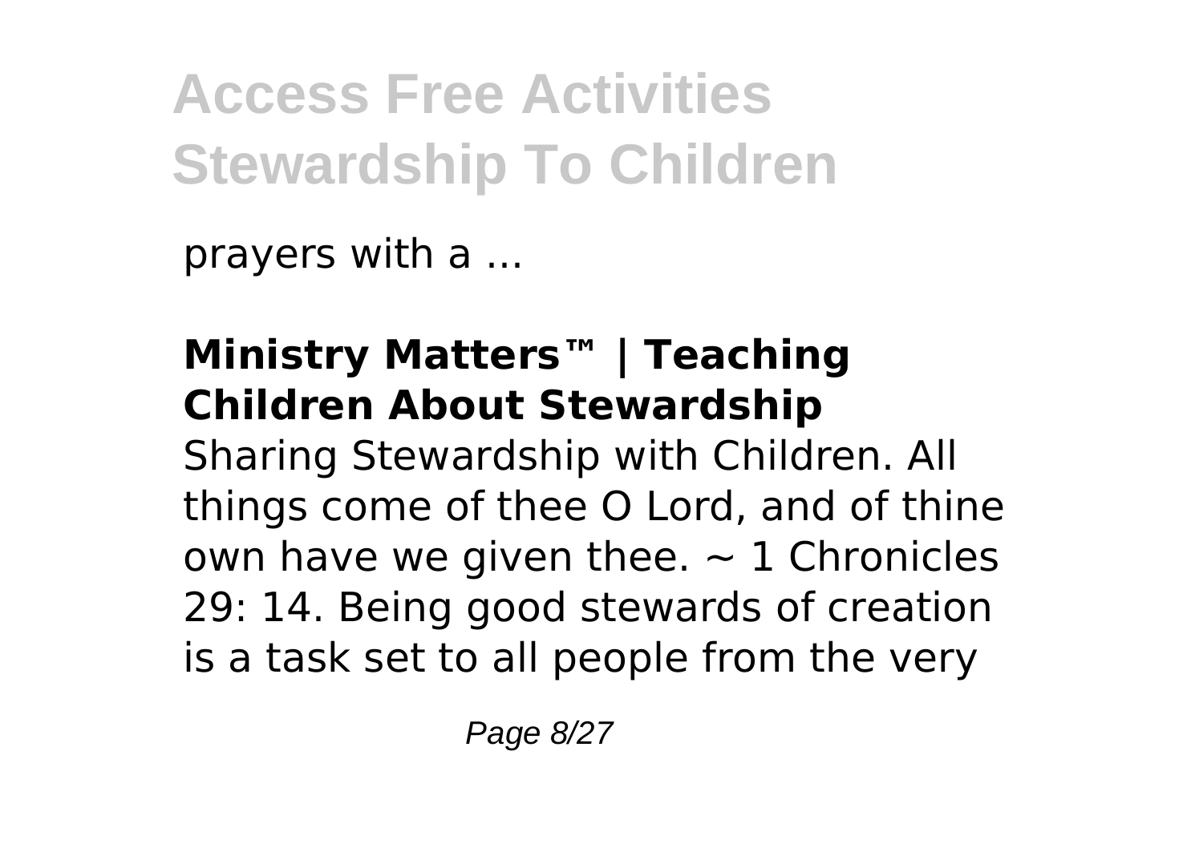prayers with a ...

**Ministry Matters™ | Teaching Children About Stewardship**

Sharing Stewardship with Children. All things come of thee O Lord, and of thine own have we given thee. ~ 1 Chronicles 29: 14. Being good stewards of creation is a task set to all people from the very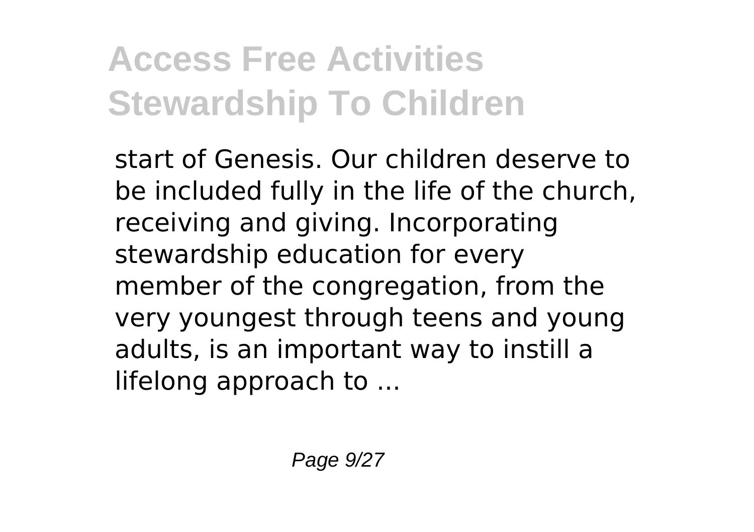start of Genesis. Our children deserve to be included fully in the life of the church, receiving and giving. Incorporating stewardship education for every member of the congregation, from the very youngest through teens and young adults, is an important way to instill a lifelong approach to ...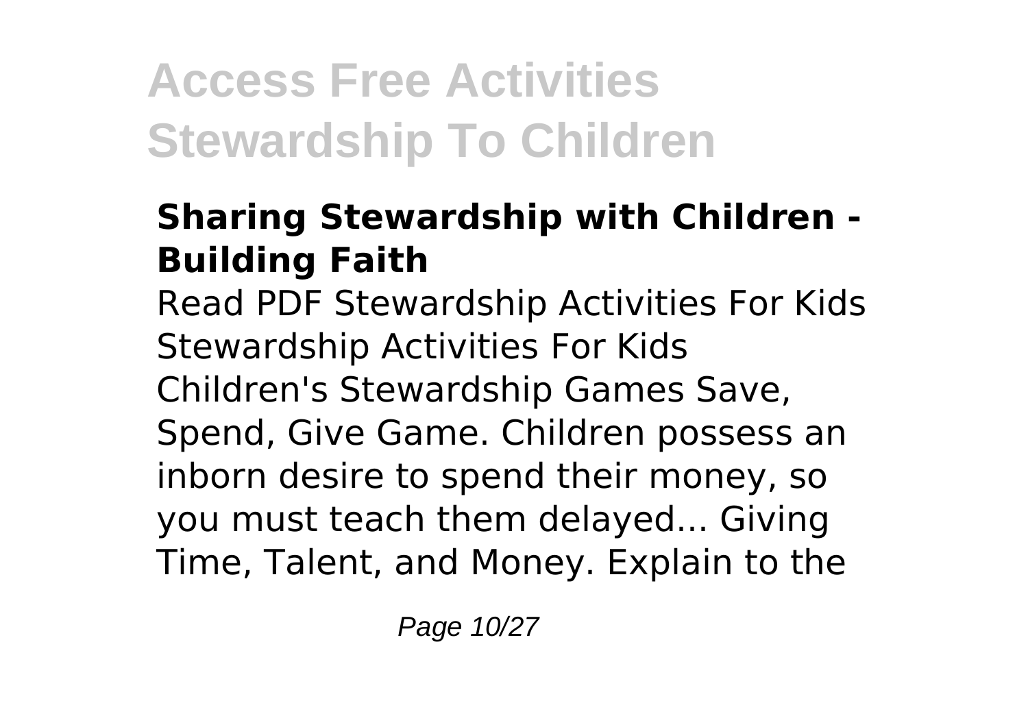### Sharing Stewardship with Children - Building Faith

Read PDF Stewardship Activities For Kids Stewardship Activities For Kids Children's Stewardship Games Save, Spend, Give Game. Children possess an inborn desire to spend their money, so you must teach them delayed... Giving Time, Talent, and Money. Explain to the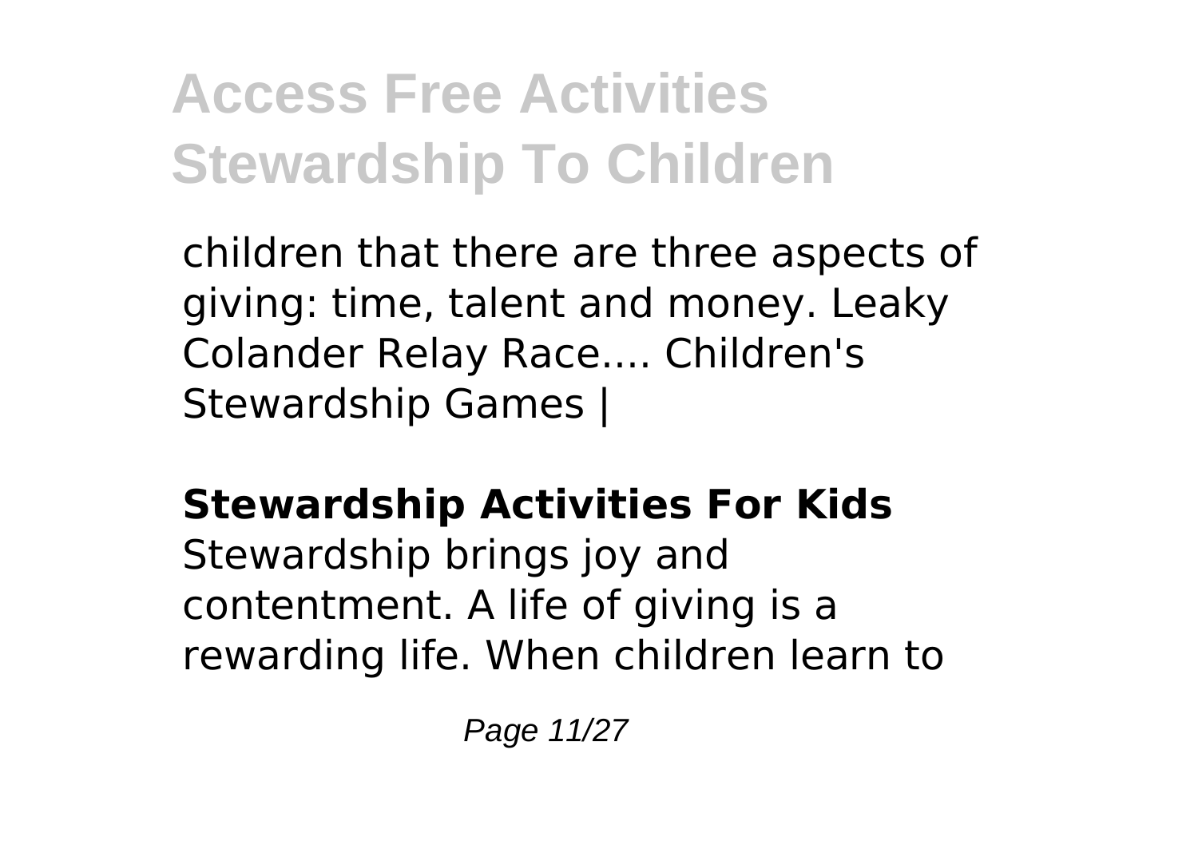children that there are three aspects of giving: time, talent and money. Leaky Colander Relay Race.... Children's Stewardship Games |

**Stewardship Activities For Kids**

Stewardship brings joy and contentment. A life of giving is a rewarding life. When children learn to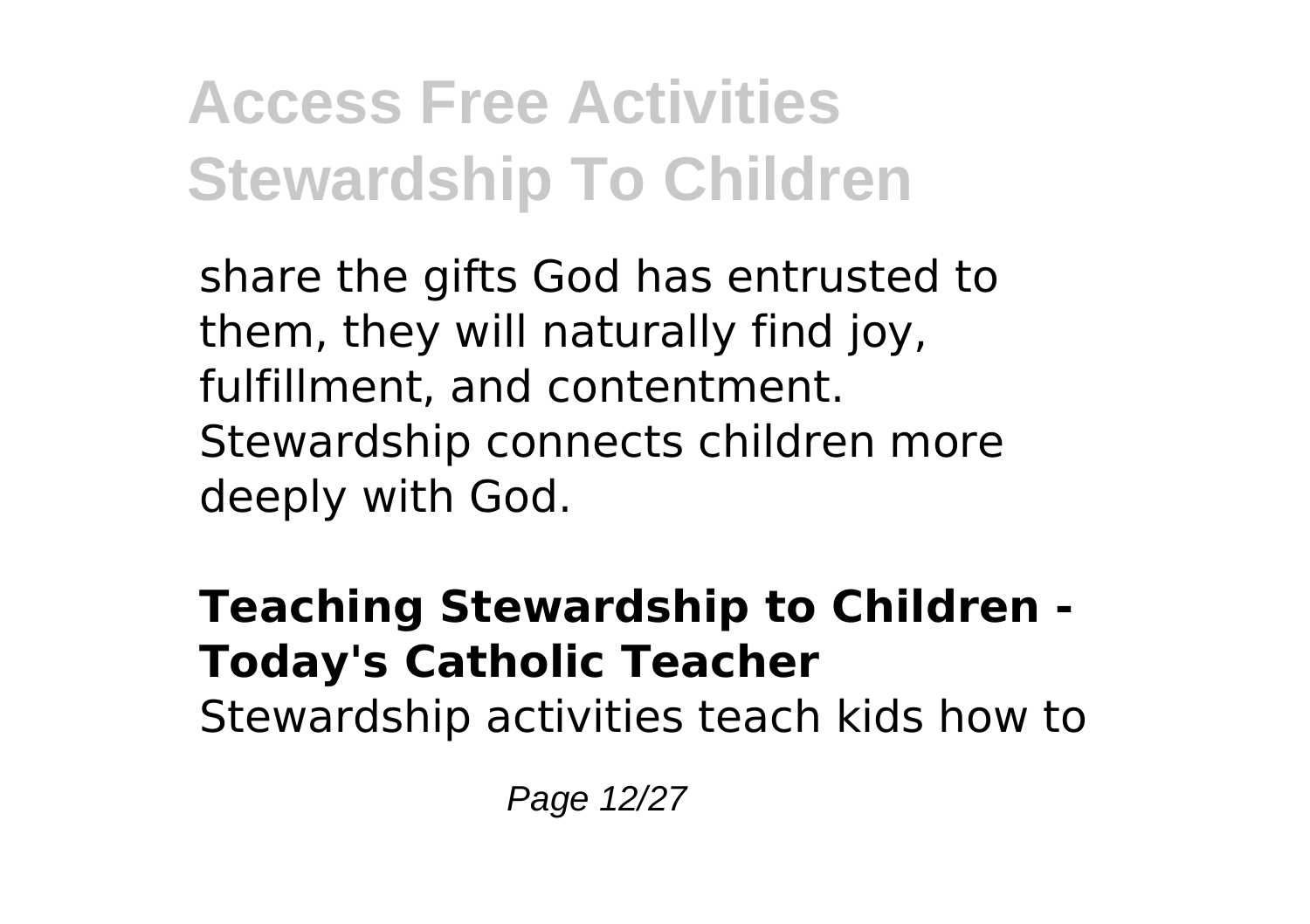share the gifts God has entrusted to them, they will naturally find joy, fulfillment, and contentment. Stewardship connects children more deeply with God.

**Teaching Stewardship to Children - Today's Catholic Teacher**

Stewardship activities teach kids how to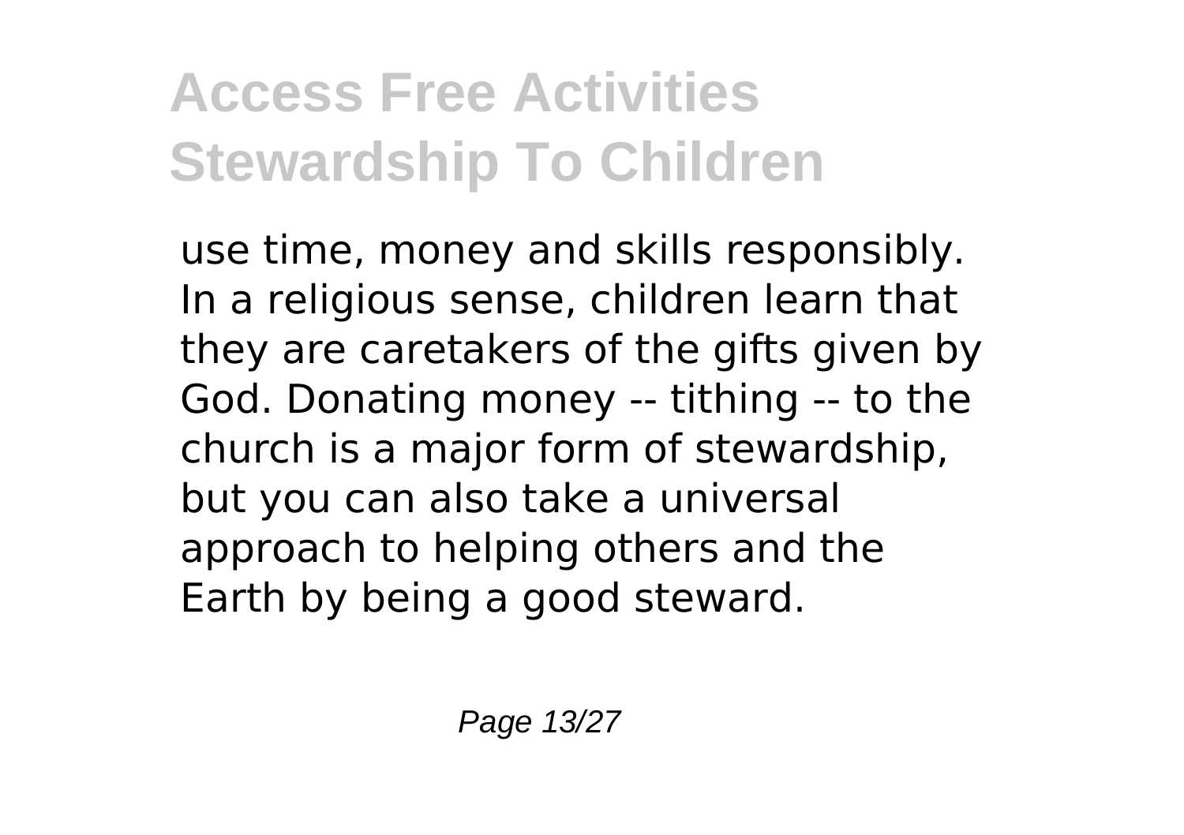use time, money and skills responsibly. In a religious sense, children learn that they are caretakers of the gifts given by God. Donating money -- tithing -- to the church is a major form of stewardship, but you can also take a universal approach to helping others and the Earth by being a good steward.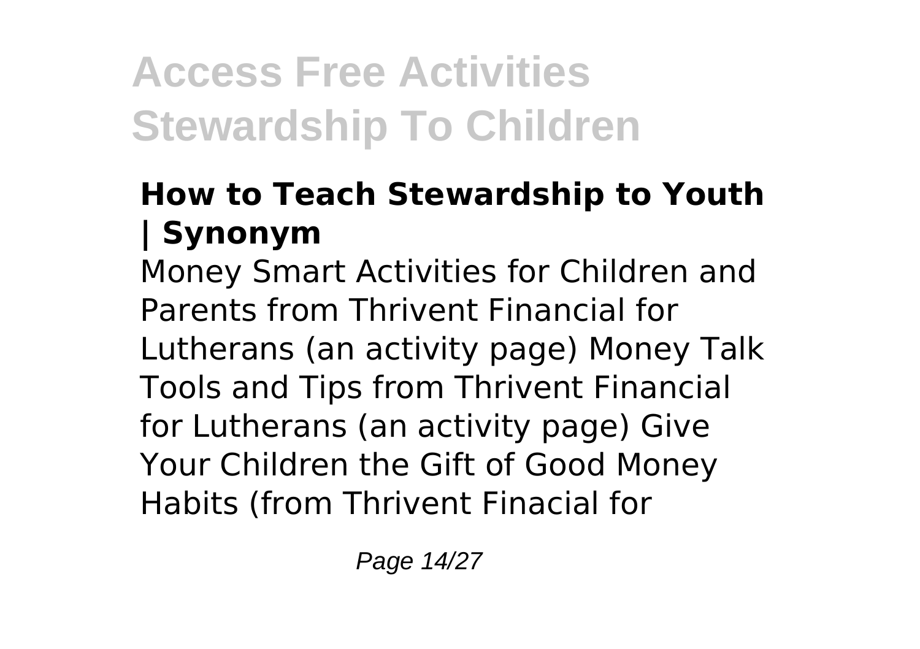### How to Teach Stewardship to Youth | Synonym

Money Smart Activities for Children and Parents from Thrivent Financial for Lutherans (an activity page) Money Talk Tools and Tips from Thrivent Financial for Lutherans (an activity page) Give Your Children the Gift of Good Money Habits (from Thrivent Finacial for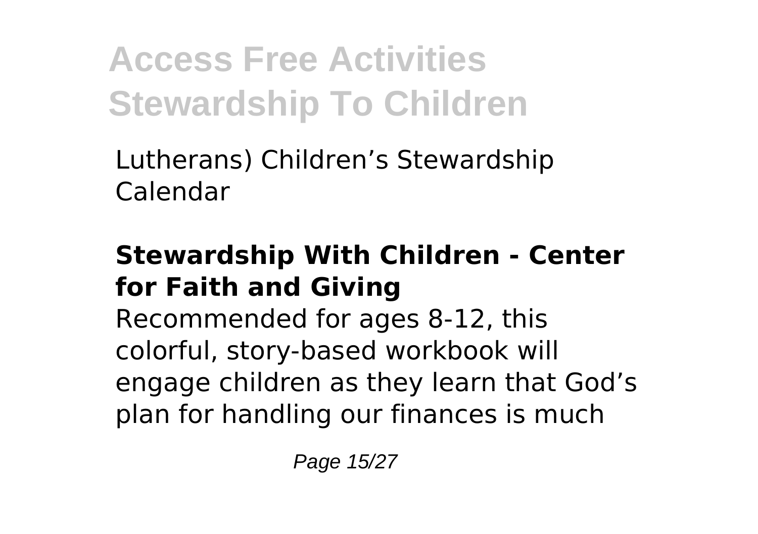Lutherans) Children's Stewardship Calendar

### Stewardship With Children - Center for Faith and Giving

Recommended for ages 8-12, this colorful, story-based workbook will engage children as they learn that God's plan for handling our finances is much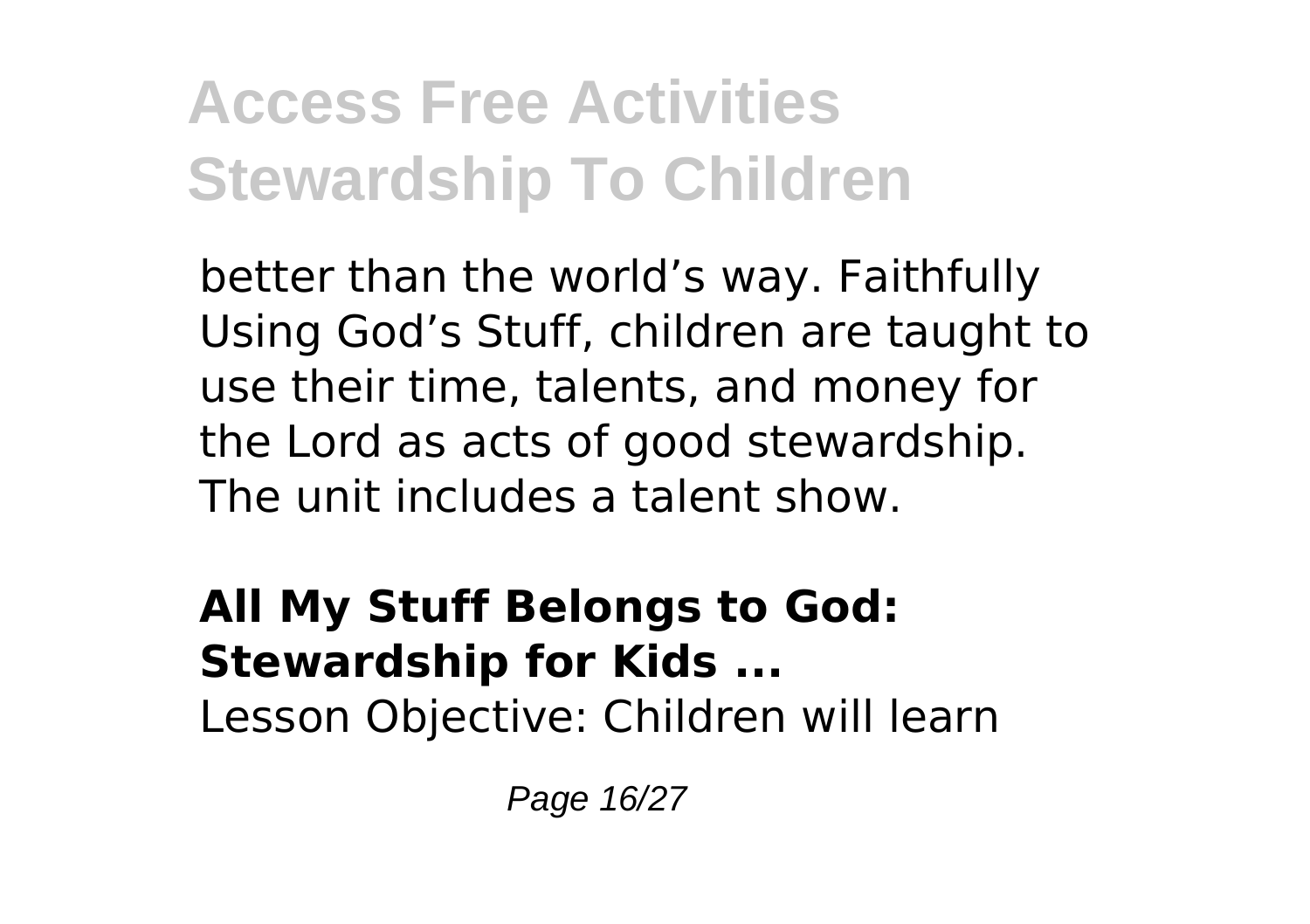better than the world's way. Faithfully Using God's Stuff, children are taught to use their time, talents, and money for the Lord as acts of good stewardship. The unit includes a talent show.

**All My Stuff Belongs to God: Stewardship for Kids ...**

Lesson Objective: Children will learn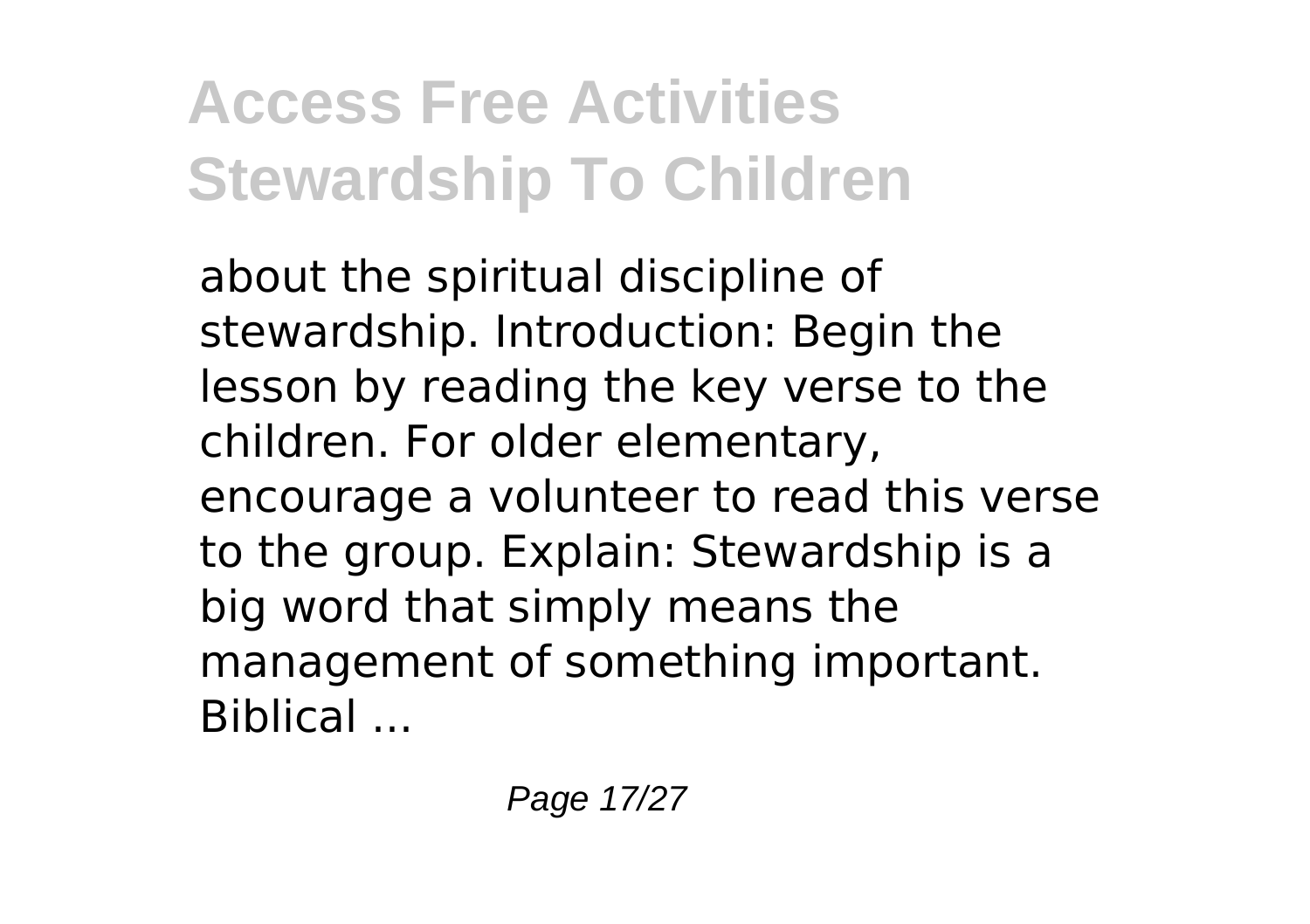about the spiritual discipline of stewardship. Introduction: Begin the lesson by reading the key verse to the children. For older elementary, encourage a volunteer to read this verse to the group. Explain: Stewardship is a big word that simply means the management of something important. Biblical ...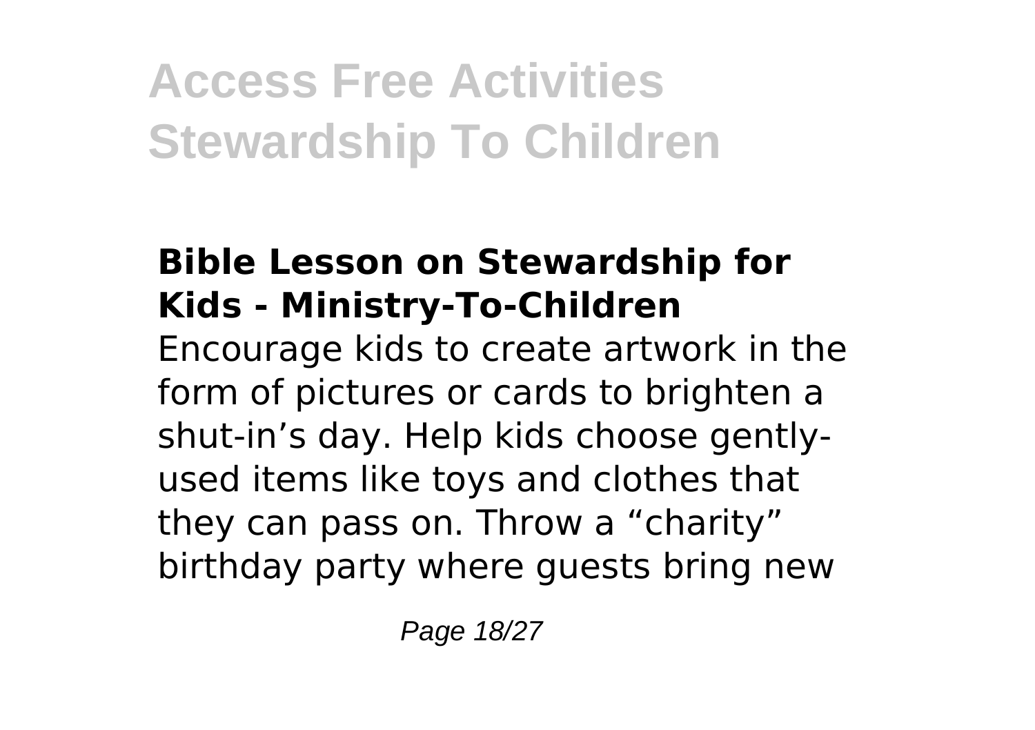# Access Free Activities Stewardship To Children

### Bible Lesson on Stewardship for Kids - Ministry-To-Children

Encourage kids to create artwork in the form of pictures or cards to brighten a shut-in's day. Help kids choose gently-used items like toys and clothes that they can pass on. Throw a "charity" birthday party where guests bring new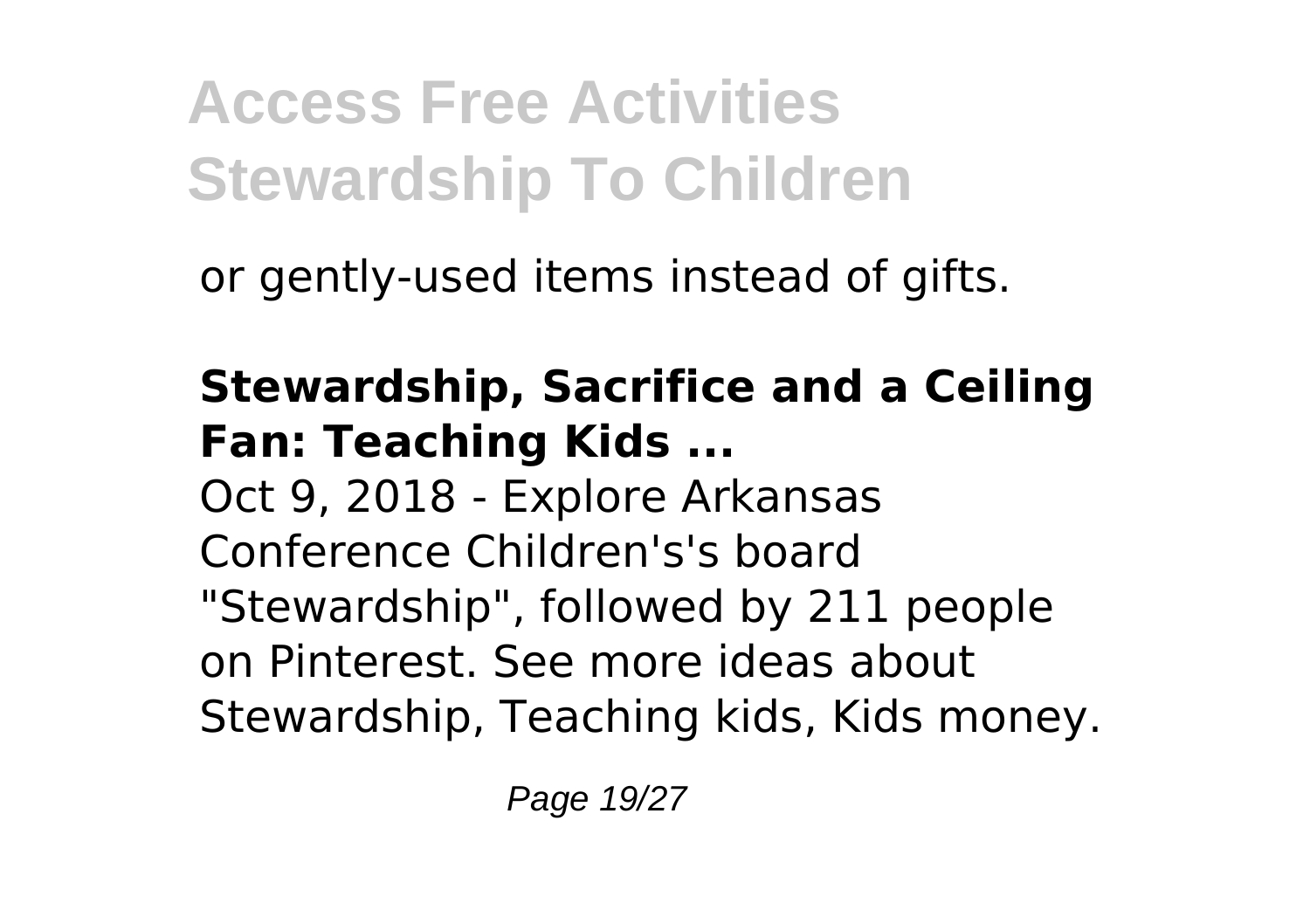or gently-used items instead of gifts.

**Stewardship, Sacrifice and a Ceiling Fan: Teaching Kids ...**

Oct 9, 2018 - Explore Arkansas Conference Children's's board "Stewardship", followed by 211 people on Pinterest. See more ideas about Stewardship, Teaching kids, Kids money.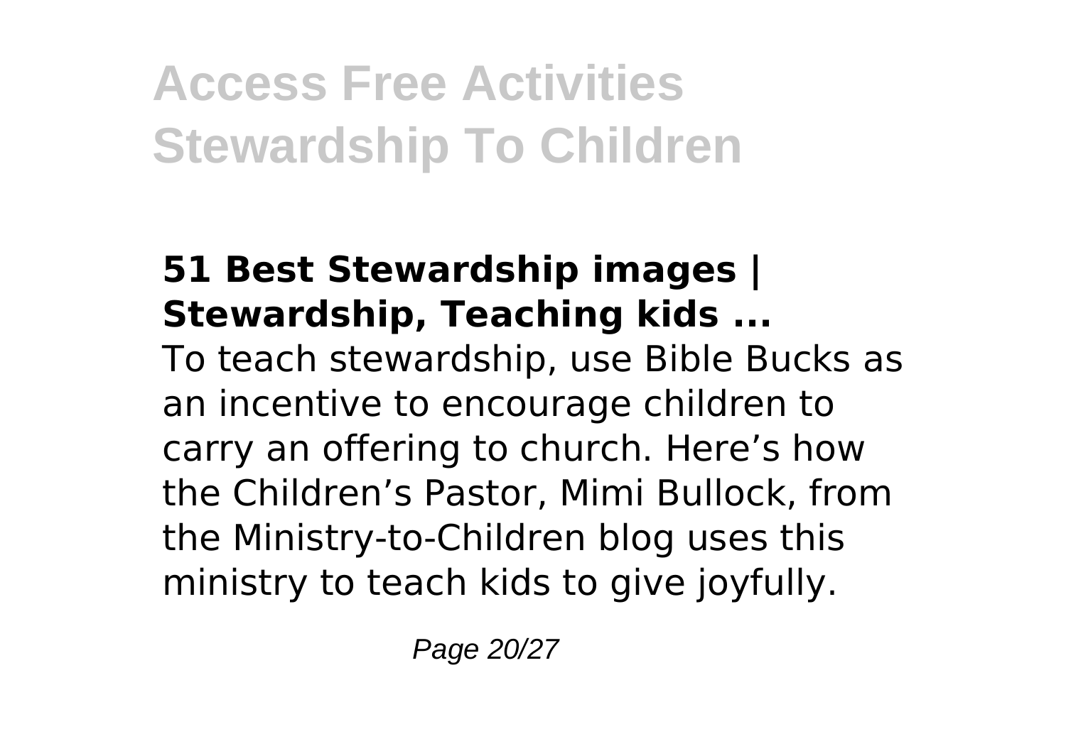### 51 Best Stewardship images | Stewardship, Teaching kids ...

To teach stewardship, use Bible Bucks as an incentive to encourage children to carry an offering to church. Here's how the Children's Pastor, Mimi Bullock, from the Ministry-to-Children blog uses this ministry to teach kids to give joyfully.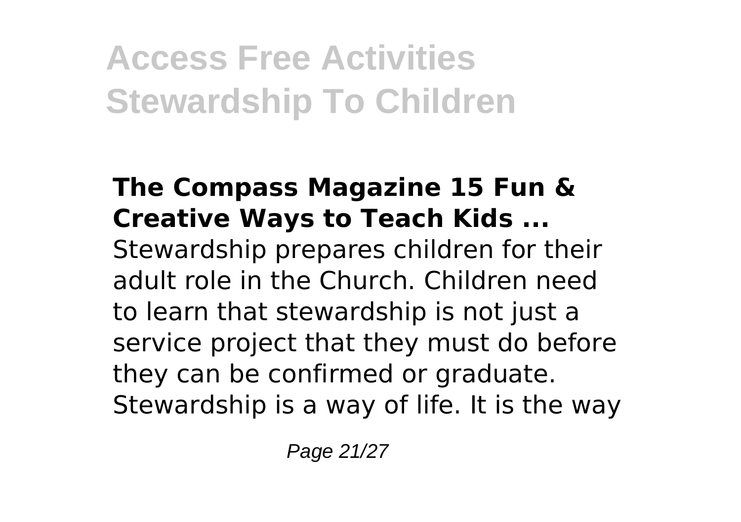**The Compass Magazine 15 Fun & Creative Ways to Teach Kids ...**

Stewardship prepares children for their adult role in the Church. Children need to learn that stewardship is not just a service project that they must do before they can be confirmed or graduate. Stewardship is a way of life. It is the way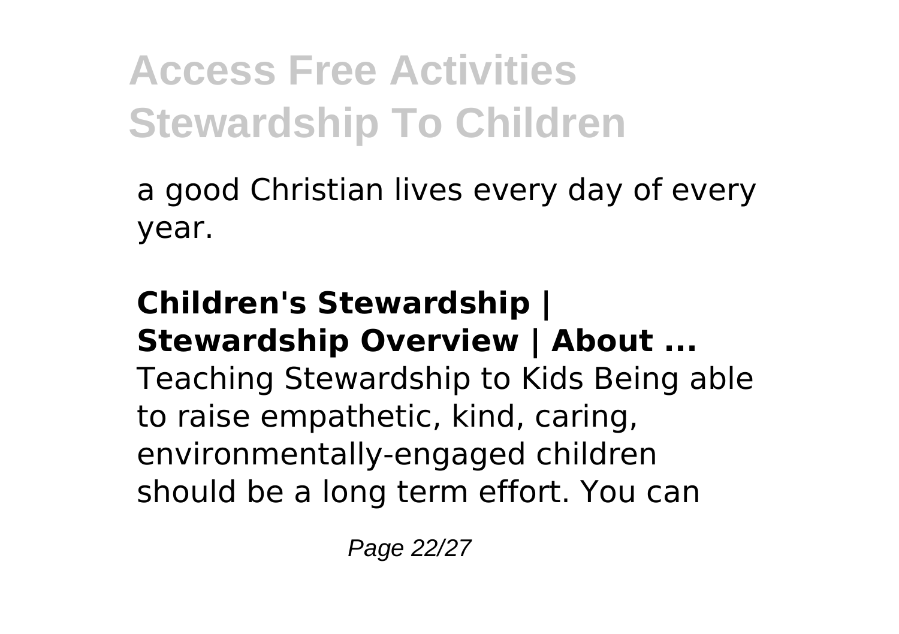a good Christian lives every day of every year.

**Children's Stewardship | Stewardship Overview | About ...**
Teaching Stewardship to Kids Being able to raise empathetic, kind, caring, environmentally-engaged children should be a long term effort. You can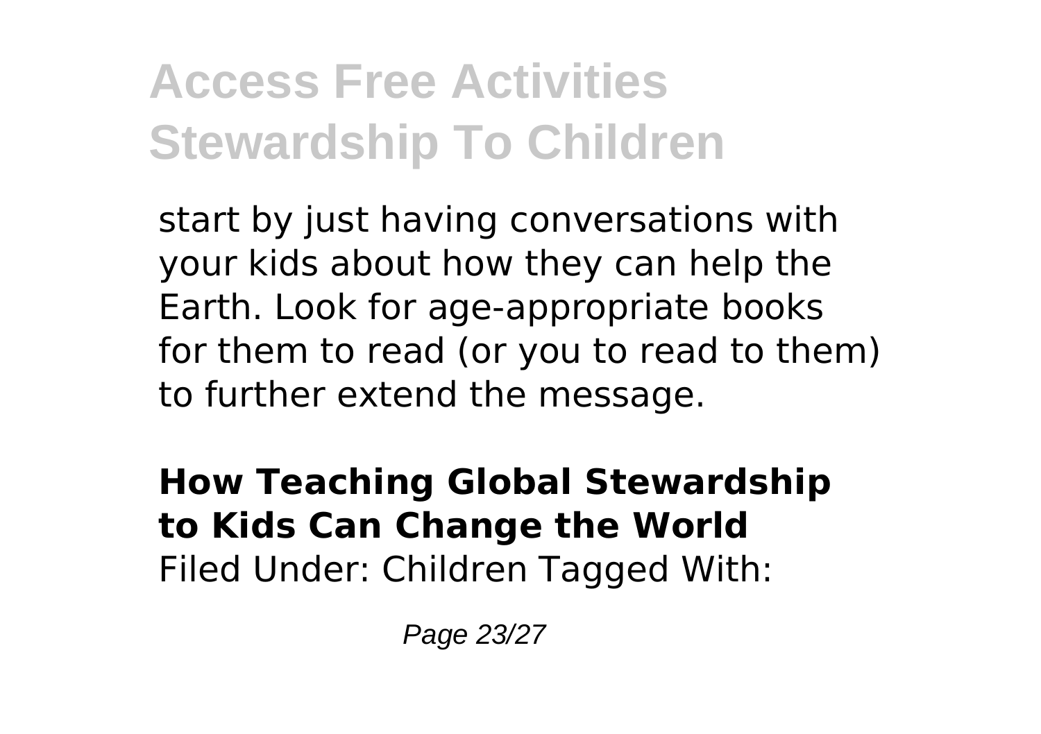start by just having conversations with your kids about how they can help the Earth. Look for age-appropriate books for them to read (or you to read to them) to further extend the message.

**How Teaching Global Stewardship to Kids Can Change the World**
Filed Under: Children Tagged With: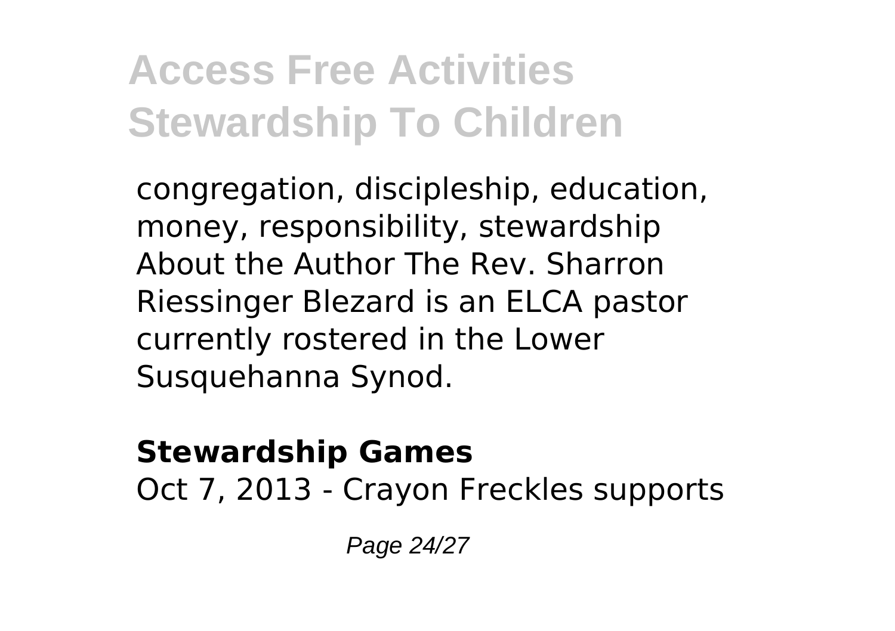congregation, discipleship, education, money, responsibility, stewardship About the Author The Rev. Sharron Riessinger Blezard is an ELCA pastor currently rostered in the Lower Susquehanna Synod.

**Stewardship Games**

Oct 7, 2013 - Crayon Freckles supports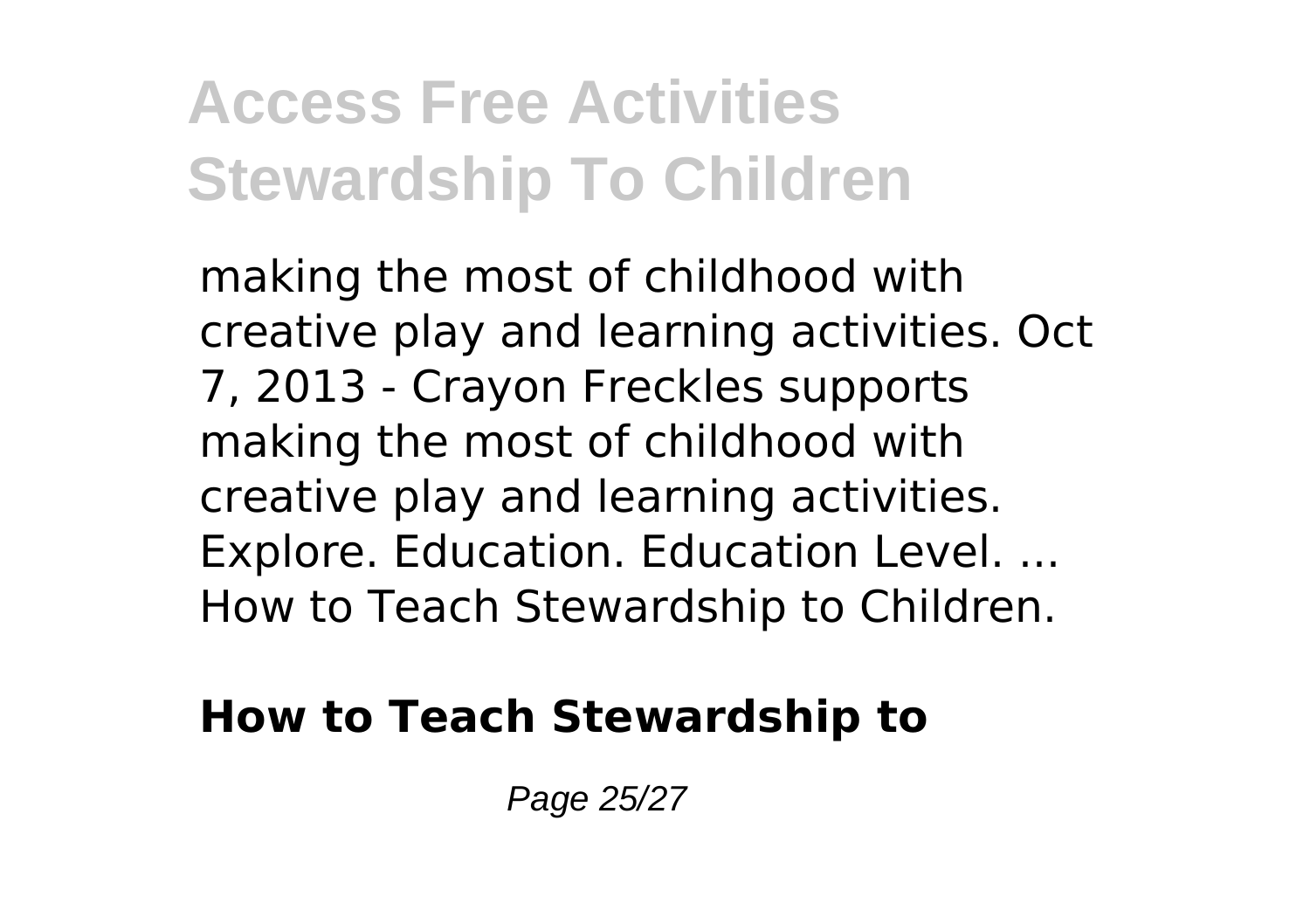making the most of childhood with creative play and learning activities. Oct 7, 2013 - Crayon Freckles supports making the most of childhood with creative play and learning activities. Explore. Education. Education Level. ... How to Teach Stewardship to Children.

**How to Teach Stewardship to**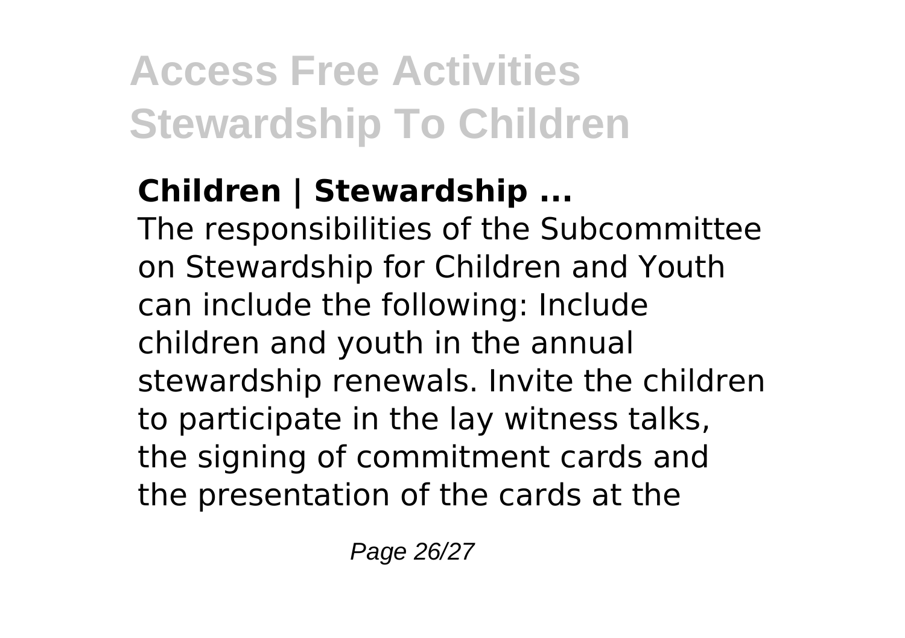**Children | Stewardship ...**

The responsibilities of the Subcommittee on Stewardship for Children and Youth can include the following: Include children and youth in the annual stewardship renewals. Invite the children to participate in the lay witness talks, the signing of commitment cards and the presentation of the cards at the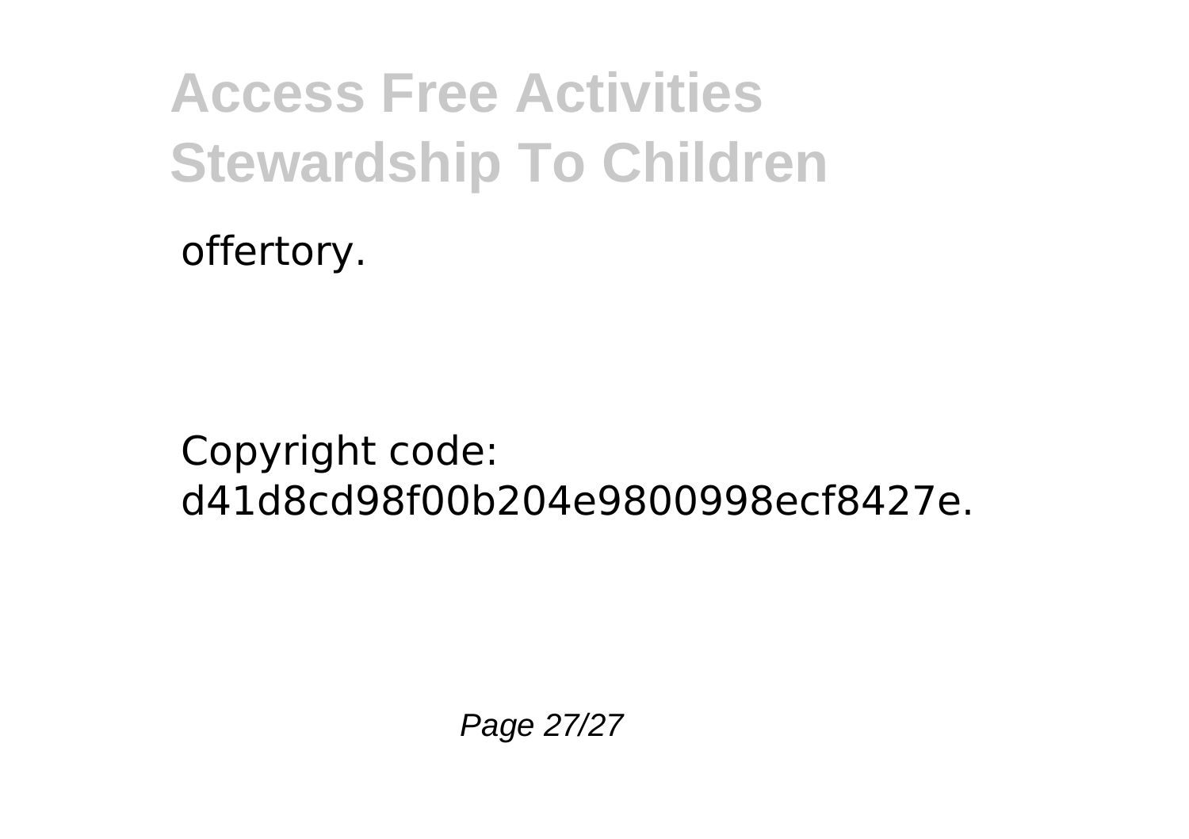offertory.

Copyright code: d41d8cd98f00b204e9800998ecf8427e.